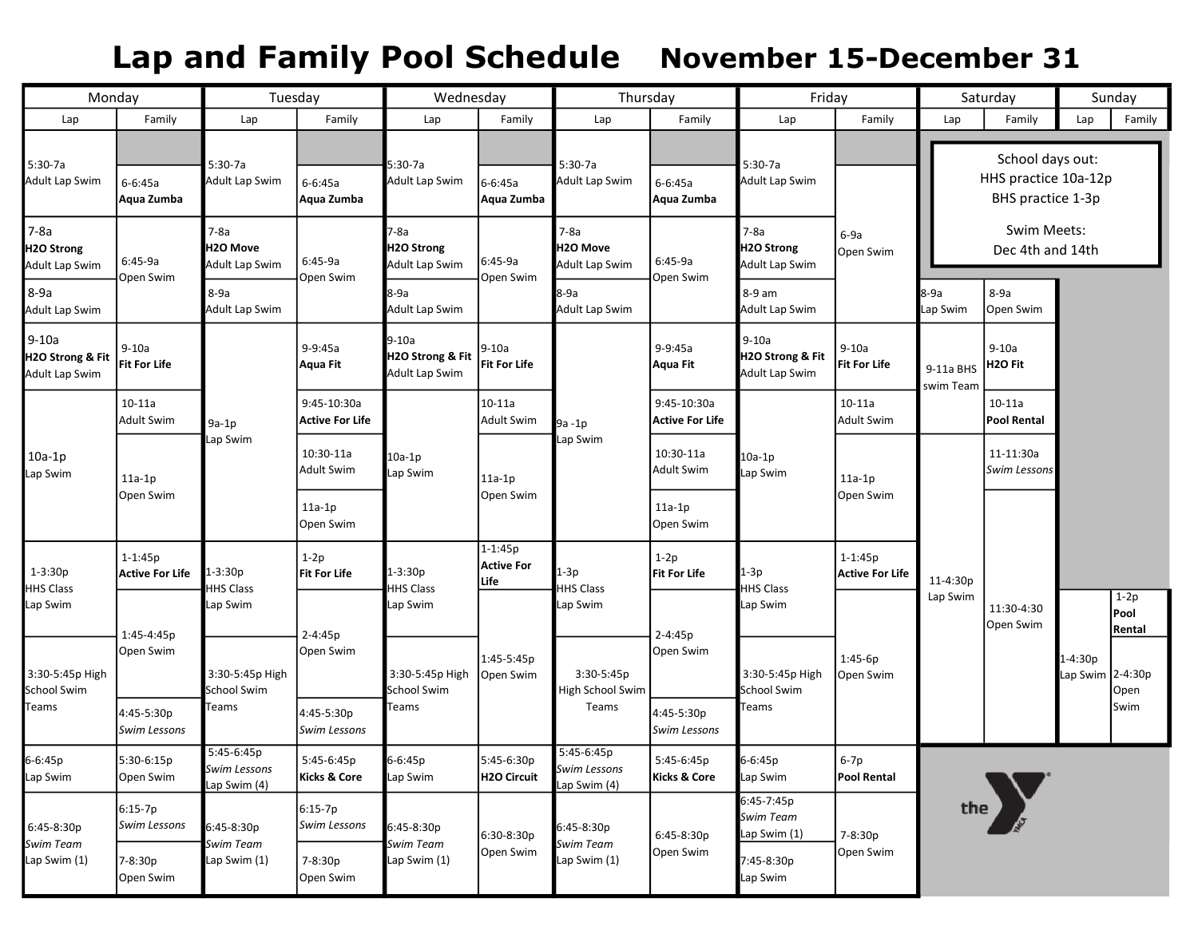# Lap and Family Pool Schedule November 15-December 31

| Monday | | Tuesday | | Wednesday | | Thursday | | Friday | | Saturday | | Sunday | |
|---|---|---|---|---|---|---|---|---|---|---|---|---|---|
| Lap | Family | Lap | Family | Lap | Family | Lap | Family | Lap | Family | Lap | Family | Lap | Family |
| 5:30-7a Adult Lap Swim | 6-6:45a **Aqua Zumba** | 5:30-7a Adult Lap Swim | 6-6:45a **Aqua Zumba** | 5:30-7a Adult Lap Swim | 6-6:45a **Aqua Zumba** | 5:30-7a Adult Lap Swim | 6-6:45a **Aqua Zumba** | 5:30-7a Adult Lap Swim | 6-9a Open Swim | | | | |
| 7-8a **H2O Strong** Adult Lap Swim | 6:45-9a Open Swim | 7-8a **H2O Move** Adult Lap Swim | 6:45-9a Open Swim | 7-8a **H2O Strong** Adult Lap Swim | 6:45-9a Open Swim | 7-8a **H2O Move** Adult Lap Swim | 6:45-9a Open Swim | 7-8a **H2O Strong** Adult Lap Swim | | | | | |
| 8-9a Adult Lap Swim | | 8-9a Adult Lap Swim | | 8-9a Adult Lap Swim | | 8-9a Adult Lap Swim | | 8-9 am Adult Lap Swim | | 8-9a Lap Swim | 8-9a Open Swim | | |
| 9-10a **H2O Strong & Fit** Adult Lap Swim | 9-10a **Fit For Life** | 9a-1p Lap Swim | 9-9:45a **Aqua Fit** | 9-10a **H2O Strong & Fit** Adult Lap Swim | 9-10a **Fit For Life** | 9a -1p Lap Swim | 9-9:45a **Aqua Fit** | 9-10a **H2O Strong & Fit** Adult Lap Swim | 9-10a **Fit For Life** | 9-11a BHS swim Team | 9-10a **H2O Fit** | | |
| 10a-1p Lap Swim | 10-11a Adult Swim | | 9:45-10:30a **Active For Life** | 10a-1p Lap Swim | 10-11a Adult Swim | | 9:45-10:30a **Active For Life** | 10a-1p Lap Swim | 10-11a Adult Swim | | 10-11a **Pool Rental** | | |
| | 11a-1p Open Swim | | 10:30-11a Adult Swim | | 11a-1p Open Swim | | 10:30-11a Adult Swim | | 11a-1p Open Swim | 11-4:30p Lap Swim | 11-11:30a *Swim Lessons* | | |
| | | | 11a-1p Open Swim | | | | 11a-1p Open Swim | | | | 11:30-4:30 Open Swim | | |
| 1-3:30p HHS Class Lap Swim | 1-1:45p **Active For Life** | 1-3:30p HHS Class Lap Swim | 1-2p **Fit For Life** | 1-3:30p HHS Class Lap Swim | 1-1:45p **Active For Life** | 1-3p HHS Class Lap Swim | 1-2p **Fit For Life** | 1-3p HHS Class Lap Swim | 1-1:45p **Active For Life** | | | 1-4:30p Lap Swim | 1-2p **Pool Rental** |
| | 1:45-4:45p Open Swim | | 2-4:45p Open Swim | | 1:45-5:45p Open Swim | | 2-4:45p Open Swim | | 1:45-6p Open Swim | | | | 2-4:30p Open Swim |
| 3:30-5:45p High School Swim Teams | 4:45-5:30p *Swim Lessons* | 3:30-5:45p High School Swim Teams | 4:45-5:30p *Swim Lessons* | 3:30-5:45p High School Swim Teams | | 3:30-5:45p High School Swim Teams | 4:45-5:30p *Swim Lessons* | 3:30-5:45p High School Swim Teams | | | | | |
| 6-6:45p Lap Swim | 5:30-6:15p Open Swim | 5:45-6:45p *Swim Lessons* Lap Swim (4) | 5:45-6:45p **Kicks & Core** | 6-6:45p Lap Swim | 5:45-6:30p **H2O Circuit** | 5:45-6:45p *Swim Lessons* Lap Swim (4) | 5:45-6:45p **Kicks & Core** | 6-6:45p Lap Swim | 6-7p **Pool Rental** | | | | |
| 6:45-8:30p *Swim Team* Lap Swim (1) | 6:15-7p *Swim Lessons* | 6:45-8:30p *Swim Team* Lap Swim (1) | 6:15-7p *Swim Lessons* | 6:45-8:30p *Swim Team* Lap Swim (1) | 6:30-8:30p Open Swim | 6:45-8:30p *Swim Team* Lap Swim (1) | 6:45-8:30p Open Swim | 6:45-7:45p *Swim Team* Lap Swim (1) | 7-8:30p Open Swim | | | | |
| | 7-8:30p Open Swim | | 7-8:30p Open Swim | | | | | 7:45-8:30p Lap Swim | | | | | |

School days out:
HHS practice 10a-12p
BHS practice 1-3p

Swim Meets:
Dec 4th and 14th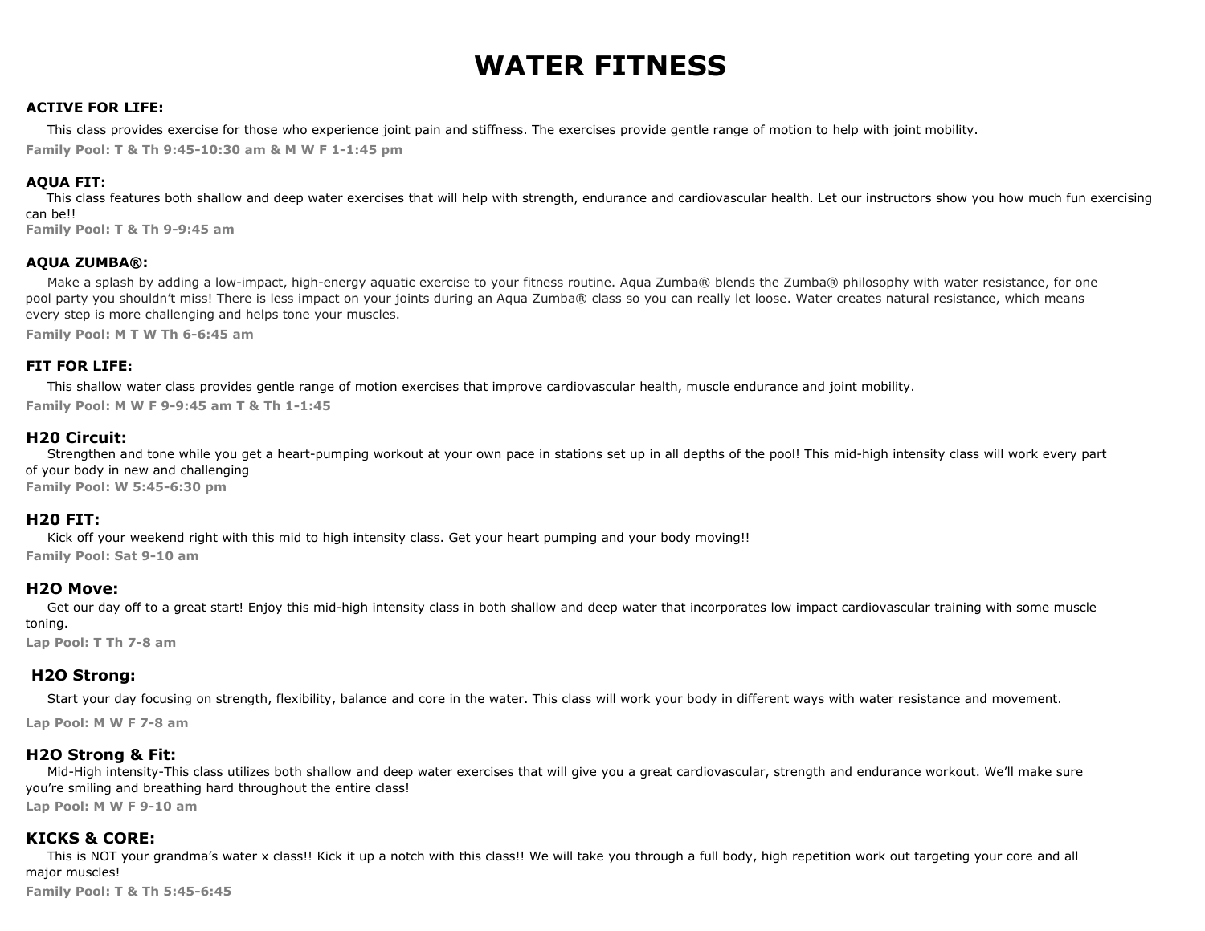# WATER FITNESS

**ACTIVE FOR LIFE:**

This class provides exercise for those who experience joint pain and stiffness. The exercises provide gentle range of motion to help with joint mobility.

**Family Pool: T & Th 9:45-10:30 am & M W F 1-1:45 pm**

**AQUA FIT:**

This class features both shallow and deep water exercises that will help with strength, endurance and cardiovascular health. Let our instructors show you how much fun exercising can be!!

**Family Pool: T & Th 9-9:45 am**

**AQUA ZUMBA®:**

Make a splash by adding a low-impact, high-energy aquatic exercise to your fitness routine. Aqua Zumba® blends the Zumba® philosophy with water resistance, for one pool party you shouldn't miss! There is less impact on your joints during an Aqua Zumba® class so you can really let loose. Water creates natural resistance, which means every step is more challenging and helps tone your muscles.

**Family Pool: M T W Th 6-6:45 am**

**FIT FOR LIFE:**

This shallow water class provides gentle range of motion exercises that improve cardiovascular health, muscle endurance and joint mobility.

**Family Pool: M W F 9-9:45 am T & Th 1-1:45**

**H20 Circuit:**

Strengthen and tone while you get a heart-pumping workout at your own pace in stations set up in all depths of the pool! This mid-high intensity class will work every part of your body in new and challenging

**Family Pool: W 5:45-6:30 pm**

**H20 FIT:**

Kick off your weekend right with this mid to high intensity class. Get your heart pumping and your body moving!!

**Family Pool: Sat 9-10 am**

**H2O Move:**

Get our day off to a great start! Enjoy this mid-high intensity class in both shallow and deep water that incorporates low impact cardiovascular training with some muscle toning.

**Lap Pool: T Th 7-8 am**

**H2O Strong:**

Start your day focusing on strength, flexibility, balance and core in the water. This class will work your body in different ways with water resistance and movement.

**Lap Pool: M W F 7-8 am**

**H2O Strong & Fit:**

Mid-High intensity-This class utilizes both shallow and deep water exercises that will give you a great cardiovascular, strength and endurance workout. We'll make sure you're smiling and breathing hard throughout the entire class!

**Lap Pool: M W F 9-10 am**

**KICKS & CORE:**

This is NOT your grandma's water x class!! Kick it up a notch with this class!! We will take you through a full body, high repetition work out targeting your core and all major muscles!

**Family Pool: T & Th 5:45-6:45**